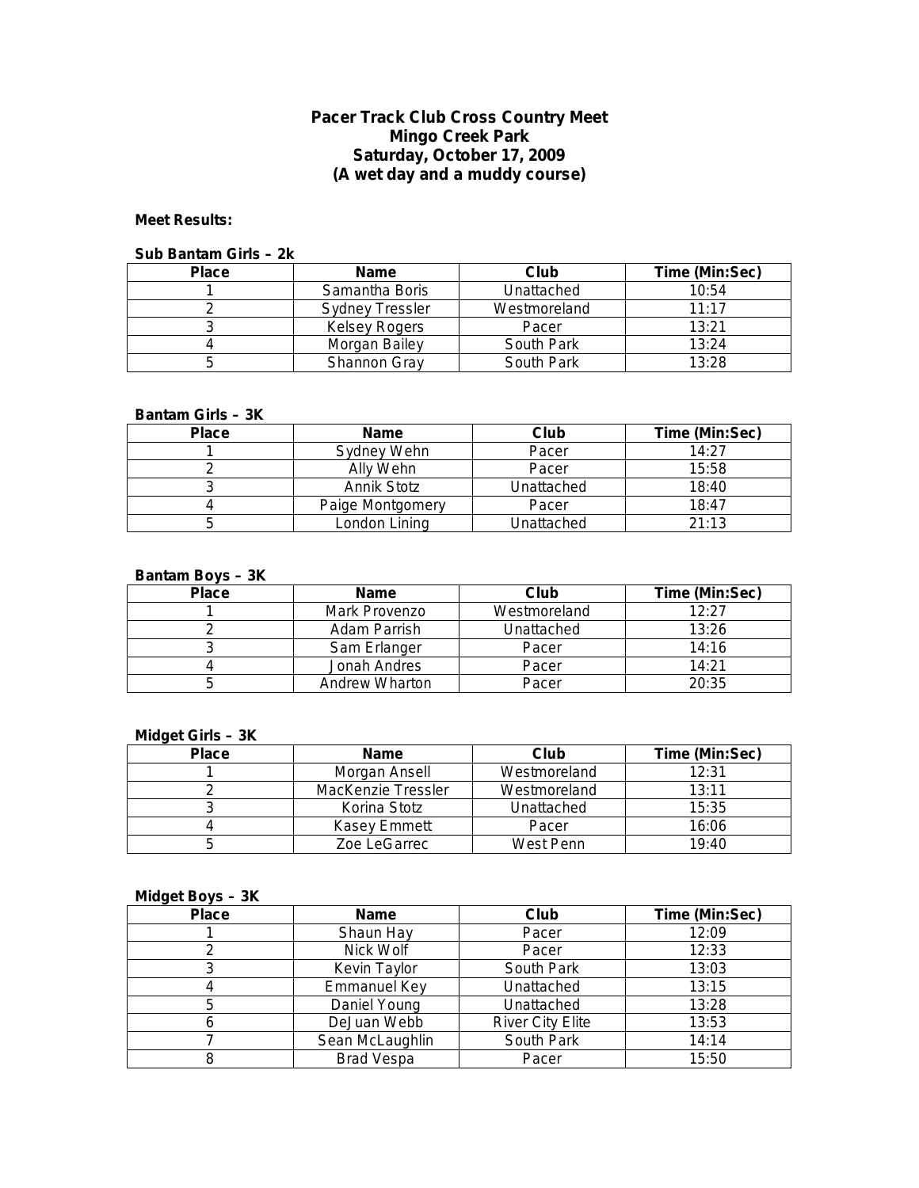# Pacer Track Club Cross Country Meet
# Mingo Creek Park
# Saturday, October 17, 2009
# (A wet day and a muddy course)

**Meet Results:**

**Sub Bantam Girls – 2k**

| Place | Name | Club | Time (Min:Sec) |
|---|---|---|---|
| 1 | Samantha Boris | Unattached | 10:54 |
| 2 | Sydney Tressler | Westmoreland | 11:17 |
| 3 | Kelsey Rogers | Pacer | 13:21 |
| 4 | Morgan Bailey | South Park | 13:24 |
| 5 | Shannon Gray | South Park | 13:28 |

**Bantam Girls – 3K**

| Place | Name | Club | Time (Min:Sec) |
|---|---|---|---|
| 1 | Sydney Wehn | Pacer | 14:27 |
| 2 | Ally Wehn | Pacer | 15:58 |
| 3 | Annik Stotz | Unattached | 18:40 |
| 4 | Paige Montgomery | Pacer | 18:47 |
| 5 | London Lining | Unattached | 21:13 |

**Bantam Boys – 3K**

| Place | Name | Club | Time (Min:Sec) |
|---|---|---|---|
| 1 | Mark Provenzo | Westmoreland | 12:27 |
| 2 | Adam Parrish | Unattached | 13:26 |
| 3 | Sam Erlanger | Pacer | 14:16 |
| 4 | Jonah Andres | Pacer | 14:21 |
| 5 | Andrew Wharton | Pacer | 20:35 |

**Midget Girls – 3K**

| Place | Name | Club | Time (Min:Sec) |
|---|---|---|---|
| 1 | Morgan Ansell | Westmoreland | 12:31 |
| 2 | MacKenzie Tressler | Westmoreland | 13:11 |
| 3 | Korina Stotz | Unattached | 15:35 |
| 4 | Kasey Emmett | Pacer | 16:06 |
| 5 | Zoe LeGarrec | West Penn | 19:40 |

**Midget Boys – 3K**

| Place | Name | Club | Time (Min:Sec) |
|---|---|---|---|
| 1 | Shaun Hay | Pacer | 12:09 |
| 2 | Nick Wolf | Pacer | 12:33 |
| 3 | Kevin Taylor | South Park | 13:03 |
| 4 | Emmanuel Key | Unattached | 13:15 |
| 5 | Daniel Young | Unattached | 13:28 |
| 6 | DeJuan Webb | River City Elite | 13:53 |
| 7 | Sean McLaughlin | South Park | 14:14 |
| 8 | Brad Vespa | Pacer | 15:50 |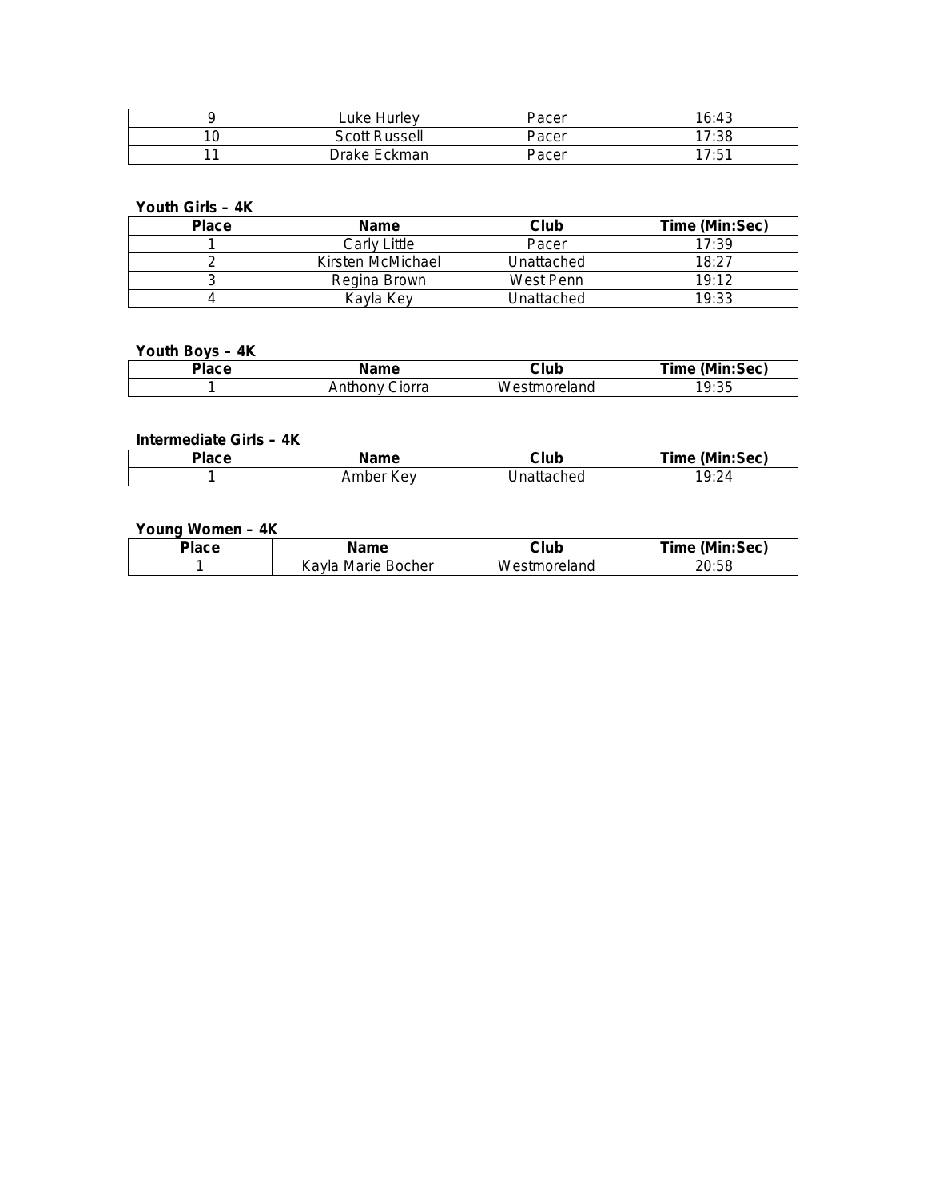| | | | |
|---|---|---|---|
| 9 | Luke Hurley | Pacer | 16:43 |
| 10 | Scott Russell | Pacer | 17:38 |
| 11 | Drake Eckman | Pacer | 17:51 |

**Youth Girls – 4K**

| Place | Name | Club | Time (Min:Sec) |
|---|---|---|---|
| 1 | Carly Little | Pacer | 17:39 |
| 2 | Kirsten McMichael | Unattached | 18:27 |
| 3 | Regina Brown | West Penn | 19:12 |
| 4 | Kayla Key | Unattached | 19:33 |

**Youth Boys – 4K**

| Place | Name | Club | Time (Min:Sec) |
|---|---|---|---|
| 1 | Anthony Ciorra | Westmoreland | 19:35 |

**Intermediate Girls – 4K**

| Place | Name | Club | Time (Min:Sec) |
|---|---|---|---|
| 1 | Amber Key | Unattached | 19:24 |

**Young Women – 4K**

| Place | Name | Club | Time (Min:Sec) |
|---|---|---|---|
| 1 | Kayla Marie Bocher | Westmoreland | 20:58 |